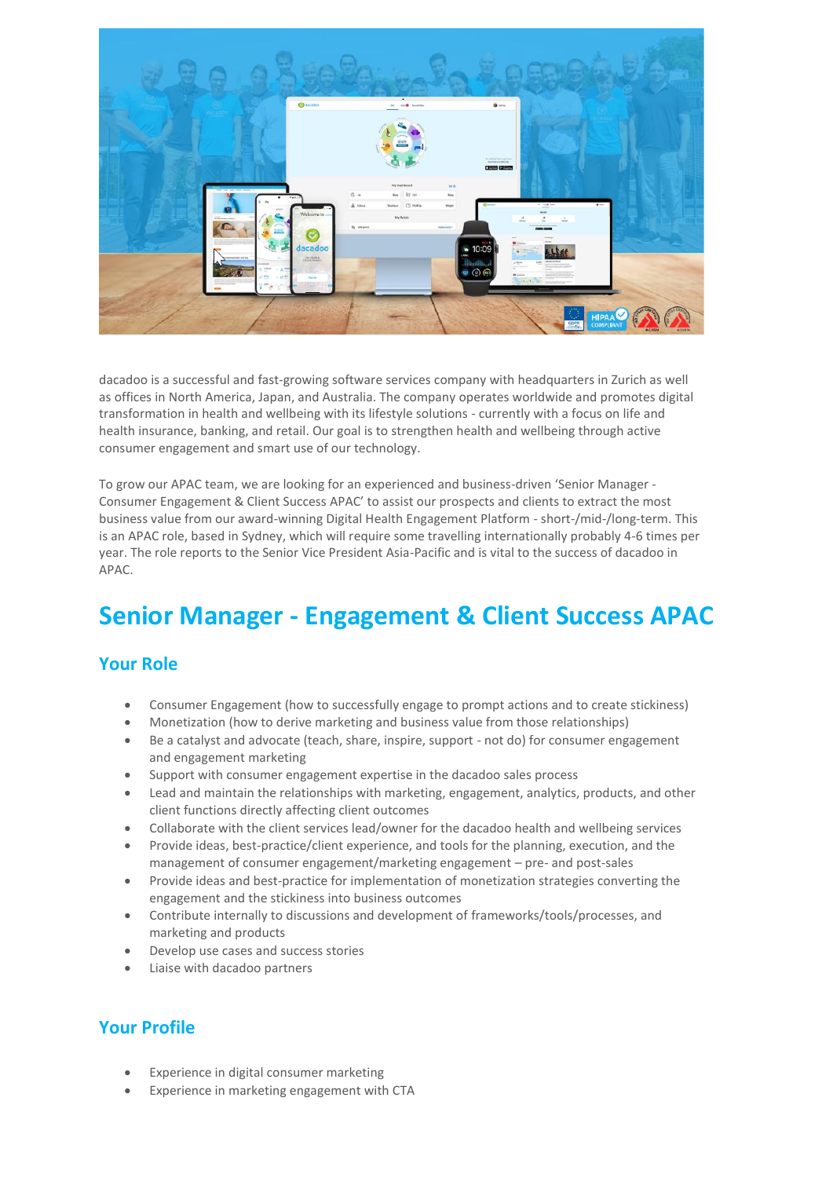dacadoo is a successful and fast-growing software services company with headquarters in Zurich as well as offices in North America, Japan, and Australia. The company operates worldwide and promotes digital transformation in health and wellbeing with its lifestyle solutions - currently with a focus on life and health insurance, banking, and retail. Our goal is to strengthen health and wellbeing through active consumer engagement and smart use of our technology.

To grow our APAC team, we are looking for an experienced and business-driven 'Senior Manager - Consumer Engagement & Client Success APAC' to assist our prospects and clients to extract the most business value from our award-winning Digital Health Engagement Platform - short-/mid-/long-term. This is an APAC role, based in Sydney, which will require some travelling internationally probably 4-6 times per year. The role reports to the Senior Vice President Asia-Pacific and is vital to the success of dacadoo in APAC.

# Senior Manager - Engagement & Client Success APAC

## Your Role

- Consumer Engagement (how to successfully engage to prompt actions and to create stickiness)
- Monetization (how to derive marketing and business value from those relationships)
- Be a catalyst and advocate (teach, share, inspire, support - not do) for consumer engagement and engagement marketing
- Support with consumer engagement expertise in the dacadoo sales process
- Lead and maintain the relationships with marketing, engagement, analytics, products, and other client functions directly affecting client outcomes
- Collaborate with the client services lead/owner for the dacadoo health and wellbeing services
- Provide ideas, best-practice/client experience, and tools for the planning, execution, and the management of consumer engagement/marketing engagement – pre- and post-sales
- Provide ideas and best-practice for implementation of monetization strategies converting the engagement and the stickiness into business outcomes
- Contribute internally to discussions and development of frameworks/tools/processes, and marketing and products
- Develop use cases and success stories
- Liaise with dacadoo partners

## Your Profile

- Experience in digital consumer marketing
- Experience in marketing engagement with CTA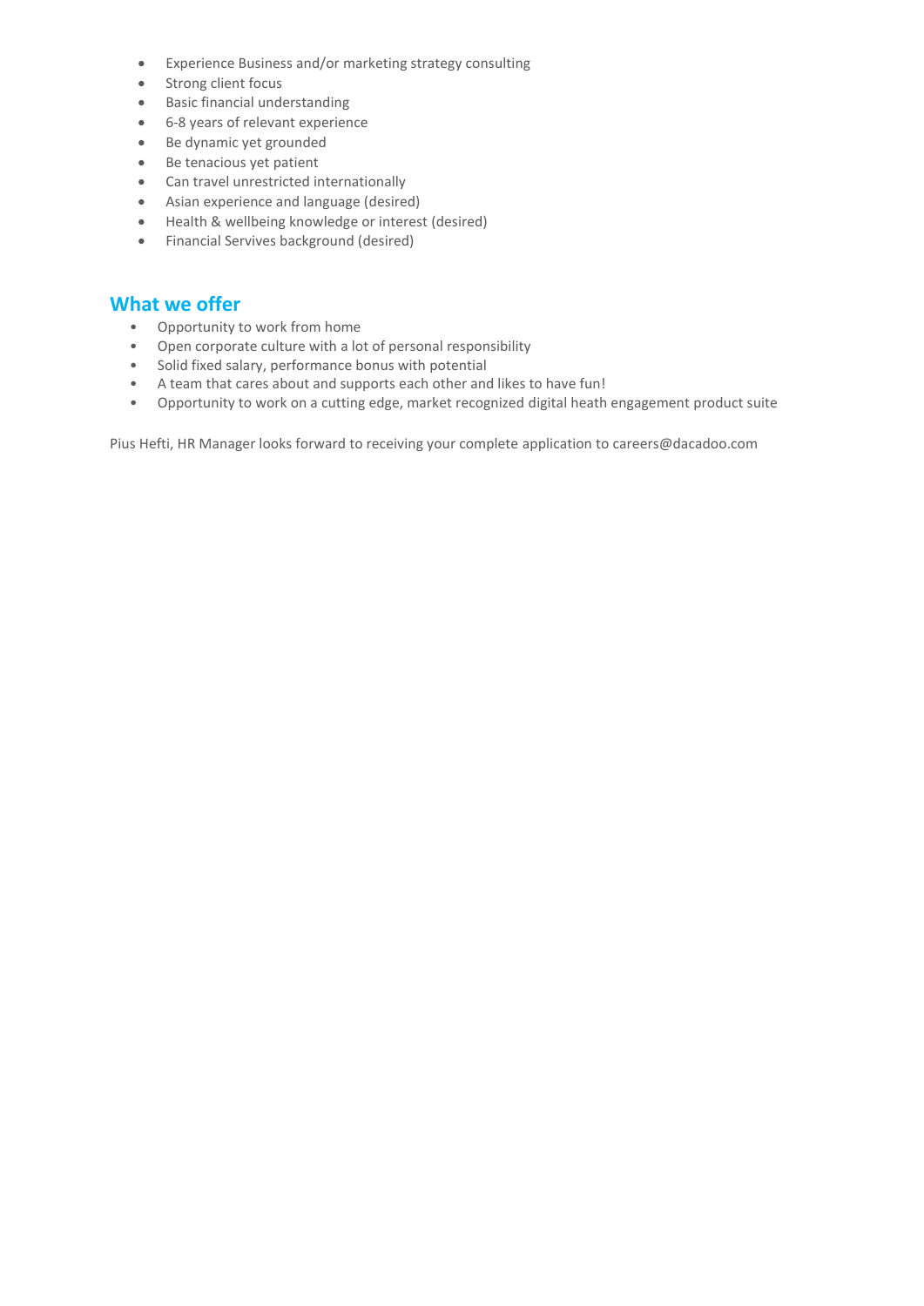- Experience Business and/or marketing strategy consulting
- Strong client focus
- Basic financial understanding
- 6-8 years of relevant experience
- Be dynamic yet grounded
- Be tenacious yet patient
- Can travel unrestricted internationally
- Asian experience and language (desired)
- Health & wellbeing knowledge or interest (desired)
- Financial Servives background (desired)

## What we offer

- Opportunity to work from home
- Open corporate culture with a lot of personal responsibility
- Solid fixed salary, performance bonus with potential
- A team that cares about and supports each other and likes to have fun!
- Opportunity to work on a cutting edge, market recognized digital heath engagement product suite

Pius Hefti, HR Manager looks forward to receiving your complete application to careers@dacadoo.com